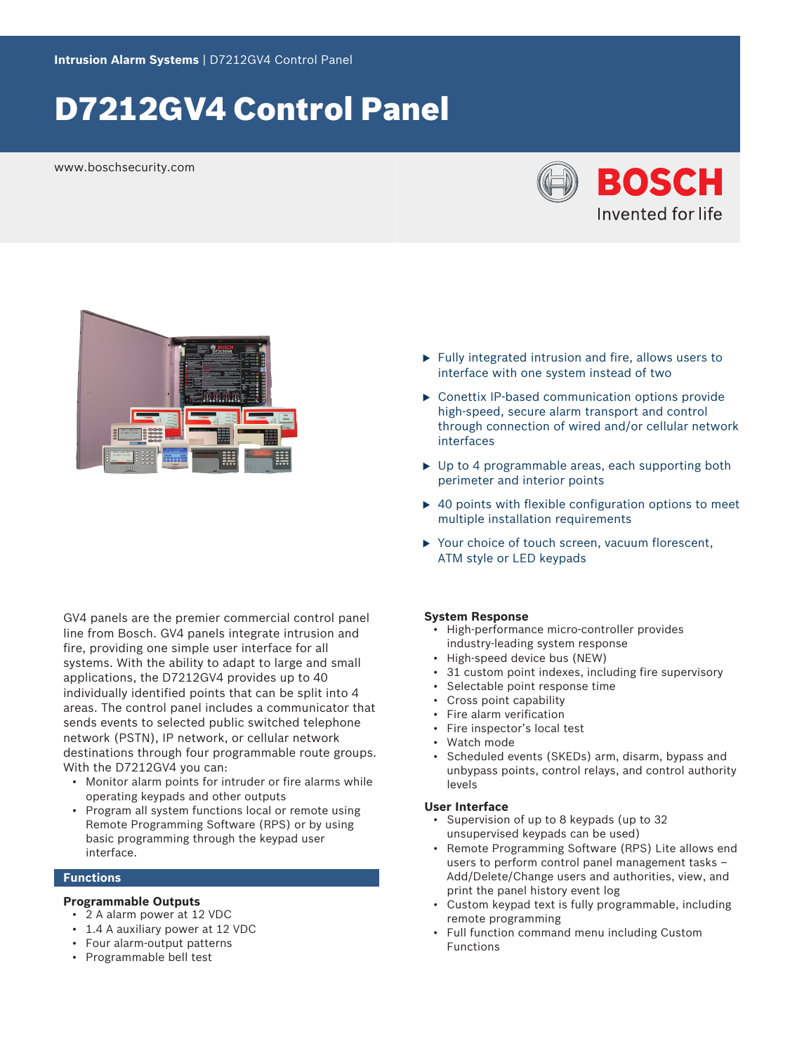**Intrusion Alarm Systems** | D7212GV4 Control Panel

# D7212GV4 Control Panel

www.boschsecurity.com

BOSCH
Invented for life

- Fully integrated intrusion and fire, allows users to interface with one system instead of two
- Conettix IP-based communication options provide high-speed, secure alarm transport and control through connection of wired and/or cellular network interfaces
- Up to 4 programmable areas, each supporting both perimeter and interior points
- 40 points with flexible configuration options to meet multiple installation requirements
- Your choice of touch screen, vacuum florescent, ATM style or LED keypads

GV4 panels are the premier commercial control panel line from Bosch. GV4 panels integrate intrusion and fire, providing one simple user interface for all systems. With the ability to adapt to large and small applications, the D7212GV4 provides up to 40 individually identified points that can be split into 4 areas. The control panel includes a communicator that sends events to selected public switched telephone network (PSTN), IP network, or cellular network destinations through four programmable route groups. With the D7212GV4 you can:

- Monitor alarm points for intruder or fire alarms while operating keypads and other outputs
- Program all system functions local or remote using Remote Programming Software (RPS) or by using basic programming through the keypad user interface.

## Functions

### Programmable Outputs

- 2 A alarm power at 12 VDC
- 1.4 A auxiliary power at 12 VDC
- Four alarm-output patterns
- Programmable bell test

### System Response

- High-performance micro-controller provides industry-leading system response
- High-speed device bus (NEW)
- 31 custom point indexes, including fire supervisory
- Selectable point response time
- Cross point capability
- Fire alarm verification
- Fire inspector's local test
- Watch mode
- Scheduled events (SKEDs) arm, disarm, bypass and unbypass points, control relays, and control authority levels

### User Interface

- Supervision of up to 8 keypads (up to 32 unsupervised keypads can be used)
- Remote Programming Software (RPS) Lite allows end users to perform control panel management tasks – Add/Delete/Change users and authorities, view, and print the panel history event log
- Custom keypad text is fully programmable, including remote programming
- Full function command menu including Custom Functions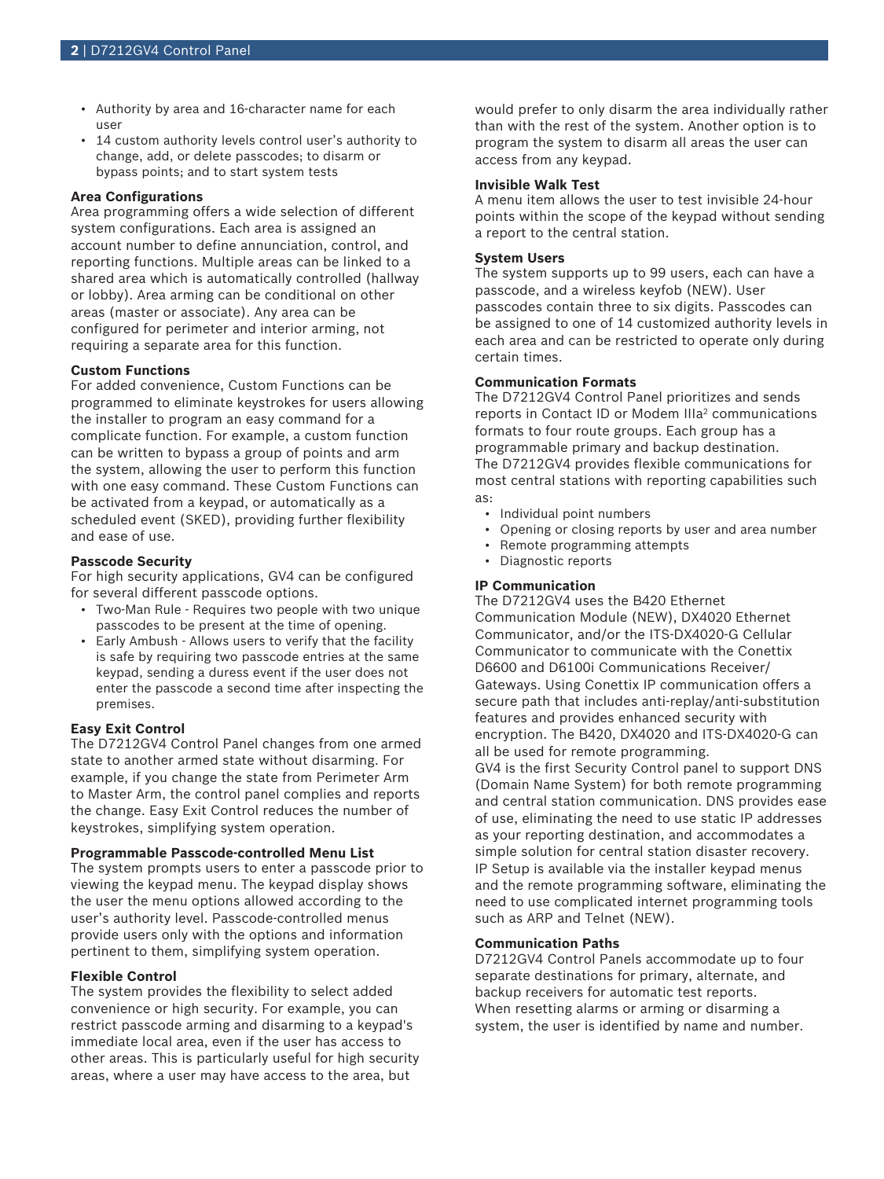- Authority by area and 16-character name for each user
- 14 custom authority levels control user's authority to change, add, or delete passcodes; to disarm or bypass points; and to start system tests

### Area Configurations

Area programming offers a wide selection of different system configurations. Each area is assigned an account number to define annunciation, control, and reporting functions. Multiple areas can be linked to a shared area which is automatically controlled (hallway or lobby). Area arming can be conditional on other areas (master or associate). Any area can be configured for perimeter and interior arming, not requiring a separate area for this function.

### Custom Functions

For added convenience, Custom Functions can be programmed to eliminate keystrokes for users allowing the installer to program an easy command for a complicate function. For example, a custom function can be written to bypass a group of points and arm the system, allowing the user to perform this function with one easy command. These Custom Functions can be activated from a keypad, or automatically as a scheduled event (SKED), providing further flexibility and ease of use.

### Passcode Security

For high security applications, GV4 can be configured for several different passcode options.

- Two-Man Rule - Requires two people with two unique passcodes to be present at the time of opening.
- Early Ambush - Allows users to verify that the facility is safe by requiring two passcode entries at the same keypad, sending a duress event if the user does not enter the passcode a second time after inspecting the premises.

### Easy Exit Control

The D7212GV4 Control Panel changes from one armed state to another armed state without disarming. For example, if you change the state from Perimeter Arm to Master Arm, the control panel complies and reports the change. Easy Exit Control reduces the number of keystrokes, simplifying system operation.

### Programmable Passcode-controlled Menu List

The system prompts users to enter a passcode prior to viewing the keypad menu. The keypad display shows the user the menu options allowed according to the user's authority level. Passcode-controlled menus provide users only with the options and information pertinent to them, simplifying system operation.

### Flexible Control

The system provides the flexibility to select added convenience or high security. For example, you can restrict passcode arming and disarming to a keypad's immediate local area, even if the user has access to other areas. This is particularly useful for high security areas, where a user may have access to the area, but would prefer to only disarm the area individually rather than with the rest of the system. Another option is to program the system to disarm all areas the user can access from any keypad.

### Invisible Walk Test

A menu item allows the user to test invisible 24-hour points within the scope of the keypad without sending a report to the central station.

### System Users

The system supports up to 99 users, each can have a passcode, and a wireless keyfob (NEW). User passcodes contain three to six digits. Passcodes can be assigned to one of 14 customized authority levels in each area and can be restricted to operate only during certain times.

### Communication Formats

The D7212GV4 Control Panel prioritizes and sends reports in Contact ID or Modem IIIa[2] communications formats to four route groups. Each group has a programmable primary and backup destination.
The D7212GV4 provides flexible communications for most central stations with reporting capabilities such as:

- Individual point numbers
- Opening or closing reports by user and area number
- Remote programming attempts
- Diagnostic reports

### IP Communication

The D7212GV4 uses the B420 Ethernet Communication Module (NEW), DX4020 Ethernet Communicator, and/or the ITS-DX4020-G Cellular Communicator to communicate with the Conettix D6600 and D6100i Communications Receiver/ Gateways. Using Conettix IP communication offers a secure path that includes anti-replay/anti-substitution features and provides enhanced security with encryption. The B420, DX4020 and ITS-DX4020-G can all be used for remote programming.
GV4 is the first Security Control panel to support DNS (Domain Name System) for both remote programming and central station communication. DNS provides ease of use, eliminating the need to use static IP addresses as your reporting destination, and accommodates a simple solution for central station disaster recovery.
IP Setup is available via the installer keypad menus and the remote programming software, eliminating the need to use complicated internet programming tools such as ARP and Telnet (NEW).

### Communication Paths

D7212GV4 Control Panels accommodate up to four separate destinations for primary, alternate, and backup receivers for automatic test reports.
When resetting alarms or arming or disarming a system, the user is identified by name and number.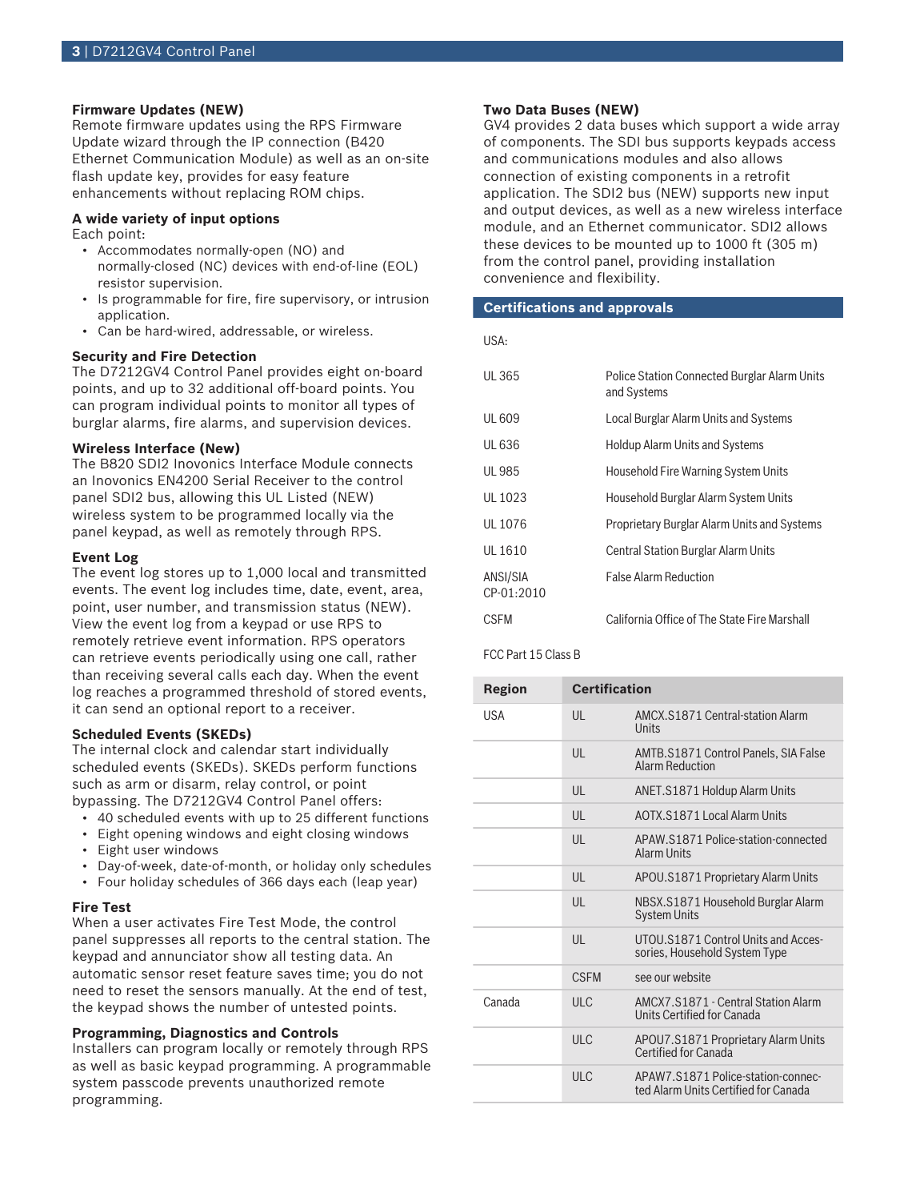### Firmware Updates (NEW)

Remote firmware updates using the RPS Firmware Update wizard through the IP connection (B420 Ethernet Communication Module) as well as an on-site flash update key, provides for easy feature enhancements without replacing ROM chips.

### A wide variety of input options

Each point:

- Accommodates normally-open (NO) and normally-closed (NC) devices with end-of-line (EOL) resistor supervision.
- Is programmable for fire, fire supervisory, or intrusion application.
- Can be hard-wired, addressable, or wireless.

### Security and Fire Detection

The D7212GV4 Control Panel provides eight on-board points, and up to 32 additional off-board points. You can program individual points to monitor all types of burglar alarms, fire alarms, and supervision devices.

### Wireless Interface (New)

The B820 SDI2 Inovonics Interface Module connects an Inovonics EN4200 Serial Receiver to the control panel SDI2 bus, allowing this UL Listed (NEW) wireless system to be programmed locally via the panel keypad, as well as remotely through RPS.

### Event Log

The event log stores up to 1,000 local and transmitted events. The event log includes time, date, event, area, point, user number, and transmission status (NEW). View the event log from a keypad or use RPS to remotely retrieve event information. RPS operators can retrieve events periodically using one call, rather than receiving several calls each day. When the event log reaches a programmed threshold of stored events, it can send an optional report to a receiver.

### Scheduled Events (SKEDs)

The internal clock and calendar start individually scheduled events (SKEDs). SKEDs perform functions such as arm or disarm, relay control, or point bypassing. The D7212GV4 Control Panel offers:

- 40 scheduled events with up to 25 different functions
- Eight opening windows and eight closing windows
- Eight user windows
- Day-of-week, date-of-month, or holiday only schedules
- Four holiday schedules of 366 days each (leap year)

### Fire Test

When a user activates Fire Test Mode, the control panel suppresses all reports to the central station. The keypad and annunciator show all testing data. An automatic sensor reset feature saves time; you do not need to reset the sensors manually. At the end of test, the keypad shows the number of untested points.

### Programming, Diagnostics and Controls

Installers can program locally or remotely through RPS as well as basic keypad programming. A programmable system passcode prevents unauthorized remote programming.

### Two Data Buses (NEW)

GV4 provides 2 data buses which support a wide array of components. The SDI bus supports keypads access and communications modules and also allows connection of existing components in a retrofit application. The SDI2 bus (NEW) supports new input and output devices, as well as a new wireless interface module, and an Ethernet communicator. SDI2 allows these devices to be mounted up to 1000 ft (305 m) from the control panel, providing installation convenience and flexibility.

## Certifications and approvals

USA:

| | |
|---|---|
| UL 365 | Police Station Connected Burglar Alarm Units and Systems |
| UL 609 | Local Burglar Alarm Units and Systems |
| UL 636 | Holdup Alarm Units and Systems |
| UL 985 | Household Fire Warning System Units |
| UL 1023 | Household Burglar Alarm System Units |
| UL 1076 | Proprietary Burglar Alarm Units and Systems |
| UL 1610 | Central Station Burglar Alarm Units |
| ANSI/SIA CP-01:2010 | False Alarm Reduction |
| CSFM | California Office of The State Fire Marshall |

FCC Part 15 Class B

| Region | Certification | |
|---|---|---|
| USA | UL | AMCX.S1871 Central-station Alarm Units |
| | UL | AMTB.S1871 Control Panels, SIA False Alarm Reduction |
| | UL | ANET.S1871 Holdup Alarm Units |
| | UL | AOTX.S1871 Local Alarm Units |
| | UL | APAW.S1871 Police-station-connected Alarm Units |
| | UL | APOU.S1871 Proprietary Alarm Units |
| | UL | NBSX.S1871 Household Burglar Alarm System Units |
| | UL | UTOU.S1871 Control Units and Accessories, Household System Type |
| | CSFM | see our website |
| Canada | ULC | AMCX7.S1871 - Central Station Alarm Units Certified for Canada |
| | ULC | APOU7.S1871 Proprietary Alarm Units Certified for Canada |
| | ULC | APAW7.S1871 Police-station-connected Alarm Units Certified for Canada |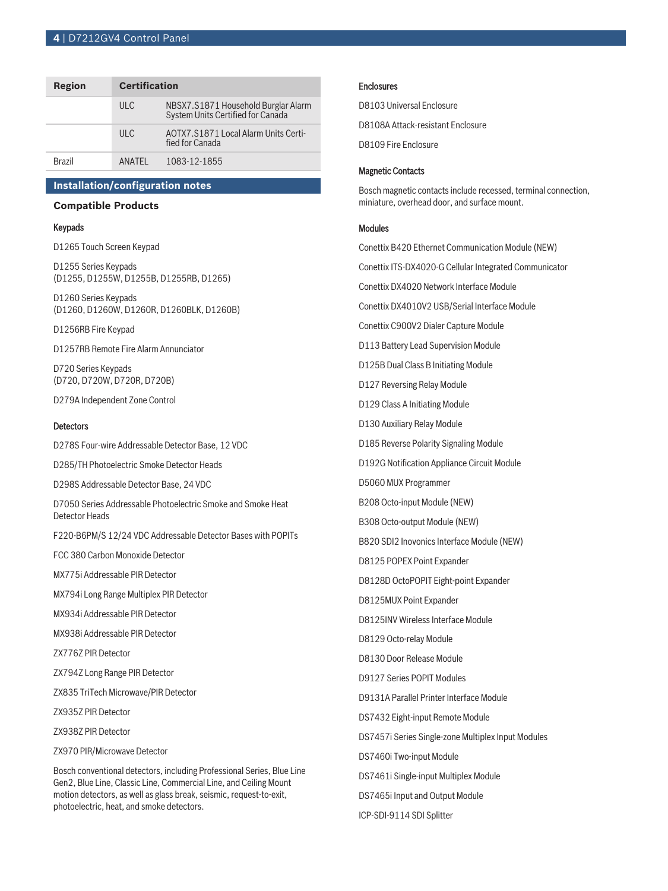| Region | Certification | |
|---|---|---|
| | ULC | NBSX7.S1871 Household Burglar Alarm System Units Certified for Canada |
| | ULC | AOTX7.S1871 Local Alarm Units Certified for Canada |
| Brazil | ANATEL | 1083-12-1855 |

## Installation/configuration notes

### Compatible Products

#### Keypads

D1265 Touch Screen Keypad

D1255 Series Keypads (D1255, D1255W, D1255B, D1255RB, D1265)

D1260 Series Keypads (D1260, D1260W, D1260R, D1260BLK, D1260B)

D1256RB Fire Keypad

D1257RB Remote Fire Alarm Annunciator

D720 Series Keypads (D720, D720W, D720R, D720B)

D279A Independent Zone Control

#### Detectors

D278S Four-wire Addressable Detector Base, 12 VDC

D285/TH Photoelectric Smoke Detector Heads

D298S Addressable Detector Base, 24 VDC

D7050 Series Addressable Photoelectric Smoke and Smoke Heat Detector Heads

F220-B6PM/S 12/24 VDC Addressable Detector Bases with POPITs

FCC 380 Carbon Monoxide Detector

MX775i Addressable PIR Detector

MX794i Long Range Multiplex PIR Detector

MX934i Addressable PIR Detector

MX938i Addressable PIR Detector

ZX776Z PIR Detector

ZX794Z Long Range PIR Detector

ZX835 TriTech Microwave/PIR Detector

ZX935Z PIR Detector

ZX938Z PIR Detector

ZX970 PIR/Microwave Detector

Bosch conventional detectors, including Professional Series, Blue Line Gen2, Blue Line, Classic Line, Commercial Line, and Ceiling Mount motion detectors, as well as glass break, seismic, request-to-exit, photoelectric, heat, and smoke detectors.

#### Enclosures

D8103 Universal Enclosure

D8108A Attack-resistant Enclosure

D8109 Fire Enclosure

#### Magnetic Contacts

Bosch magnetic contacts include recessed, terminal connection, miniature, overhead door, and surface mount.

#### Modules

Conettix B420 Ethernet Communication Module (NEW)

Conettix ITS-DX4020-G Cellular Integrated Communicator

Conettix DX4020 Network Interface Module

Conettix DX4010V2 USB/Serial Interface Module

Conettix C900V2 Dialer Capture Module

D113 Battery Lead Supervision Module

D125B Dual Class B Initiating Module

D127 Reversing Relay Module

D129 Class A Initiating Module

D130 Auxiliary Relay Module

D185 Reverse Polarity Signaling Module

D192G Notification Appliance Circuit Module

D5060 MUX Programmer

B208 Octo-input Module (NEW)

B308 Octo-output Module (NEW)

B820 SDI2 Inovonics Interface Module (NEW)

D8125 POPEX Point Expander

D8128D OctoPOPIT Eight-point Expander

D8125MUX Point Expander

D8125INV Wireless Interface Module

D8129 Octo-relay Module

D8130 Door Release Module

D9127 Series POPIT Modules

D9131A Parallel Printer Interface Module

DS7432 Eight-input Remote Module

DS7457i Series Single-zone Multiplex Input Modules

DS7460i Two-input Module

DS7461i Single-input Multiplex Module

DS7465i Input and Output Module

ICP-SDI-9114 SDI Splitter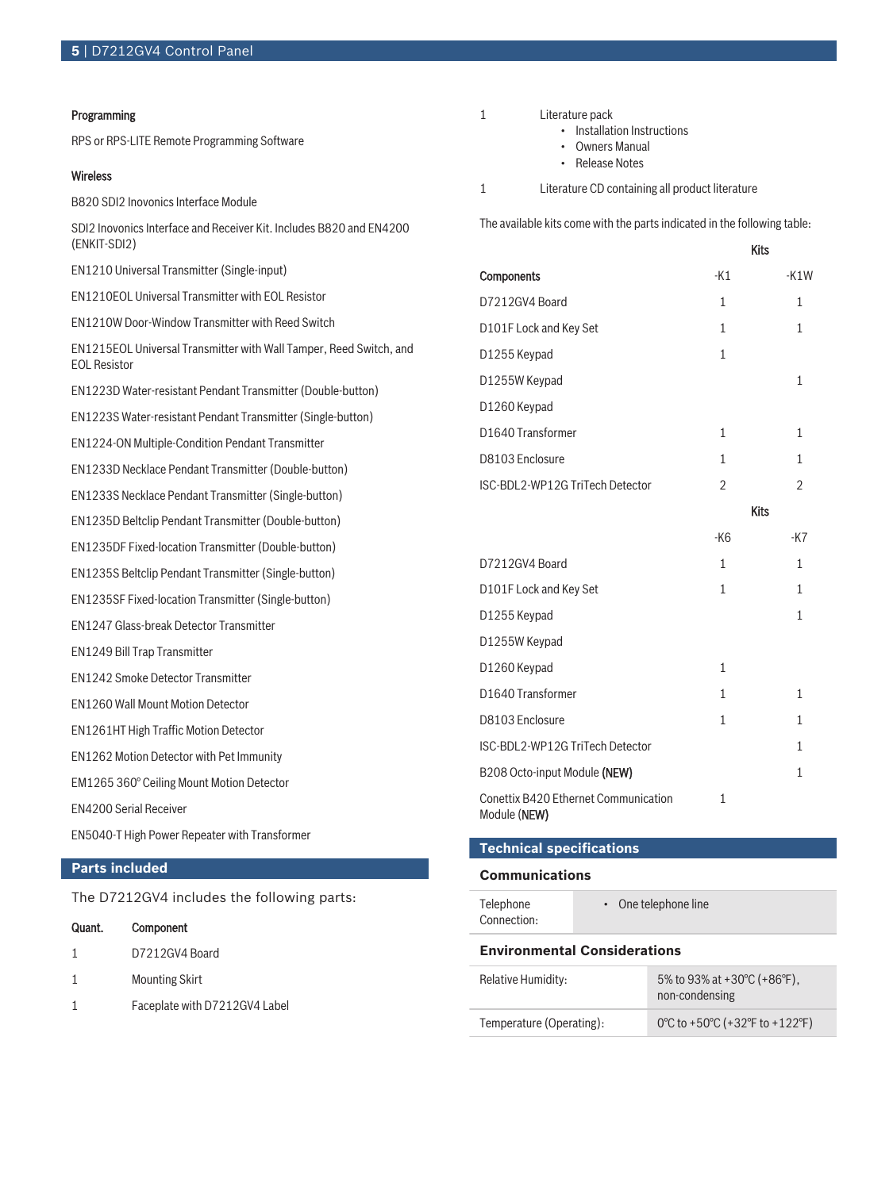### Programming

RPS or RPS-LITE Remote Programming Software

### Wireless

B820 SDI2 Inovonics Interface Module

SDI2 Inovonics Interface and Receiver Kit. Includes B820 and EN4200 (ENKIT-SDI2)

EN1210 Universal Transmitter (Single-input)

EN1210EOL Universal Transmitter with EOL Resistor

EN1210W Door-Window Transmitter with Reed Switch

EN1215EOL Universal Transmitter with Wall Tamper, Reed Switch, and EOL Resistor

EN1223D Water-resistant Pendant Transmitter (Double-button)

EN1223S Water-resistant Pendant Transmitter (Single-button)

EN1224-ON Multiple-Condition Pendant Transmitter

EN1233D Necklace Pendant Transmitter (Double-button)

EN1233S Necklace Pendant Transmitter (Single-button)

EN1235D Beltclip Pendant Transmitter (Double-button)

EN1235DF Fixed-location Transmitter (Double-button)

EN1235S Beltclip Pendant Transmitter (Single-button)

EN1235SF Fixed-location Transmitter (Single-button)

EN1247 Glass-break Detector Transmitter

EN1249 Bill Trap Transmitter

EN1242 Smoke Detector Transmitter

EN1260 Wall Mount Motion Detector

EN1261HT High Traffic Motion Detector

EN1262 Motion Detector with Pet Immunity

EM1265 360° Ceiling Mount Motion Detector

EN4200 Serial Receiver

EN5040-T High Power Repeater with Transformer

## Parts included

The D7212GV4 includes the following parts:

| Quant. | Component |
|---|---|
| 1 | D7212GV4 Board |
| 1 | Mounting Skirt |
| 1 | Faceplate with D7212GV4 Label |
| 1 | Literature pack<br>• Installation Instructions<br>• Owners Manual<br>• Release Notes |
| 1 | Literature CD containing all product literature |

The available kits come with the parts indicated in the following table:

| | Kits | |
|---|---|---|
| **Components** | -K1 | -K1W |
| D7212GV4 Board | 1 | 1 |
| D101F Lock and Key Set | 1 | 1 |
| D1255 Keypad | 1 | |
| D1255W Keypad | | 1 |
| D1260 Keypad | | |
| D1640 Transformer | 1 | 1 |
| D8103 Enclosure | 1 | 1 |
| ISC-BDL2-WP12G TriTech Detector | 2 | 2 |

| | Kits | |
|---|---|---|
| | -K6 | -K7 |
| D7212GV4 Board | 1 | 1 |
| D101F Lock and Key Set | 1 | 1 |
| D1255 Keypad | | 1 |
| D1255W Keypad | | |
| D1260 Keypad | 1 | |
| D1640 Transformer | 1 | 1 |
| D8103 Enclosure | 1 | 1 |
| ISC-BDL2-WP12G TriTech Detector | | 1 |
| B208 Octo-input Module **(NEW)** | | 1 |
| Conettix B420 Ethernet Communication Module **(NEW)** | 1 | |

## Technical specifications

### Communications

| | |
|---|---|
| Telephone Connection: | • One telephone line |

### Environmental Considerations

| | |
|---|---|
| Relative Humidity: | 5% to 93% at +30°C (+86°F), non-condensing |
| Temperature (Operating): | 0°C to +50°C (+32°F to +122°F) |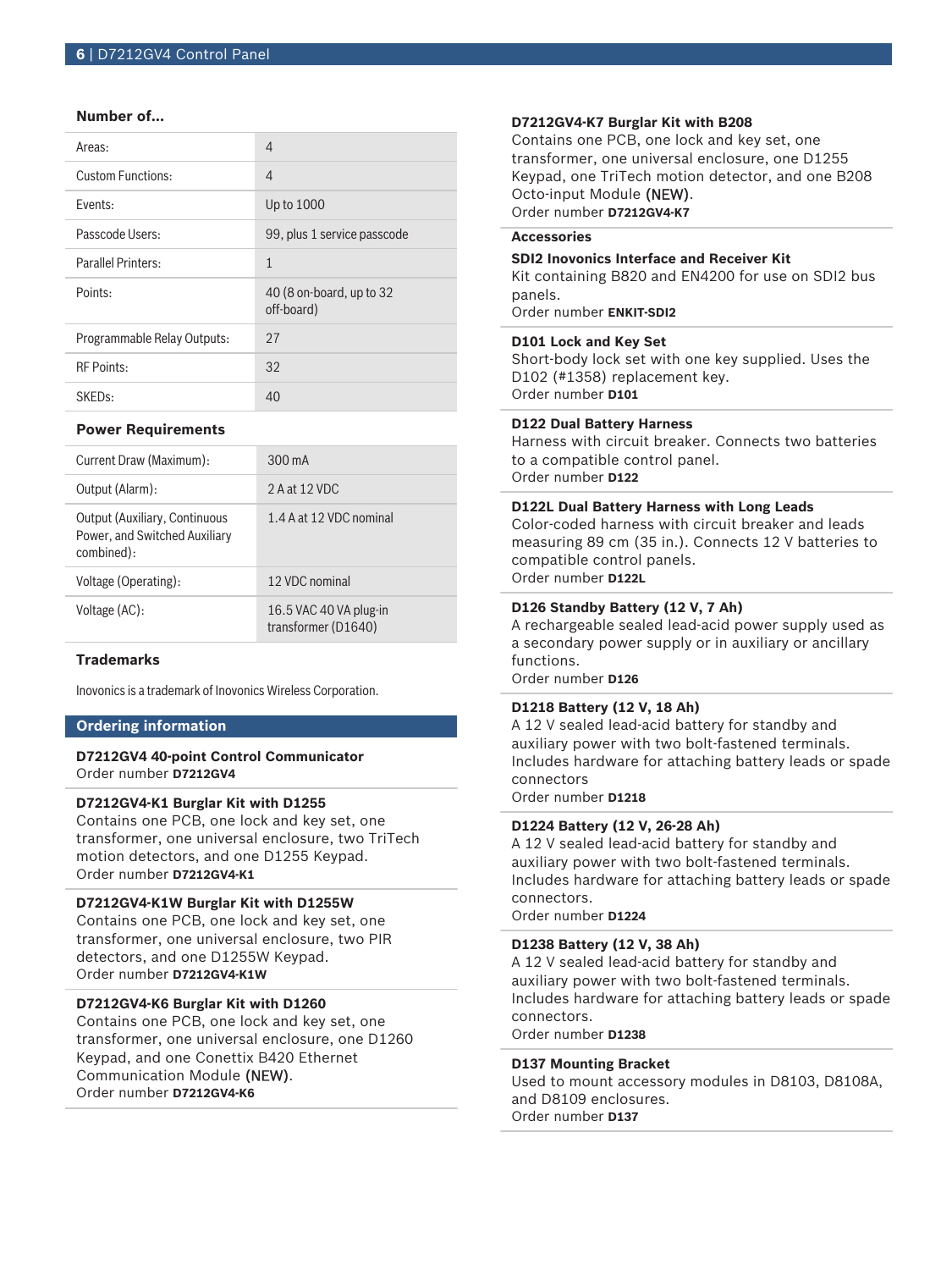### Number of...

| | |
|---|---|
| Areas: | 4 |
| Custom Functions: | 4 |
| Events: | Up to 1000 |
| Passcode Users: | 99, plus 1 service passcode |
| Parallel Printers: | 1 |
| Points: | 40 (8 on-board, up to 32 off-board) |
| Programmable Relay Outputs: | 27 |
| RF Points: | 32 |
| SKEDs: | 40 |

### Power Requirements

| | |
|---|---|
| Current Draw (Maximum): | 300 mA |
| Output (Alarm): | 2 A at 12 VDC |
| Output (Auxiliary, Continuous Power, and Switched Auxiliary combined): | 1.4 A at 12 VDC nominal |
| Voltage (Operating): | 12 VDC nominal |
| Voltage (AC): | 16.5 VAC 40 VA plug-in transformer (D1640) |

### Trademarks

Inovonics is a trademark of Inovonics Wireless Corporation.

## Ordering information

**D7212GV4 40-point Control Communicator**
Order number **D7212GV4**

**D7212GV4-K1 Burglar Kit with D1255**
Contains one PCB, one lock and key set, one transformer, one universal enclosure, two TriTech motion detectors, and one D1255 Keypad.
Order number **D7212GV4-K1**

**D7212GV4-K1W Burglar Kit with D1255W**
Contains one PCB, one lock and key set, one transformer, one universal enclosure, two PIR detectors, and one D1255W Keypad.
Order number **D7212GV4-K1W**

**D7212GV4-K6 Burglar Kit with D1260**
Contains one PCB, one lock and key set, one transformer, one universal enclosure, one D1260 Keypad, and one Conettix B420 Ethernet Communication Module (NEW).
Order number **D7212GV4-K6**

**D7212GV4-K7 Burglar Kit with B208**
Contains one PCB, one lock and key set, one transformer, one universal enclosure, one D1255 Keypad, one TriTech motion detector, and one B208 Octo-input Module (NEW).
Order number **D7212GV4-K7**

### Accessories

**SDI2 Inovonics Interface and Receiver Kit**
Kit containing B820 and EN4200 for use on SDI2 bus panels.
Order number **ENKIT-SDI2**

**D101 Lock and Key Set**
Short-body lock set with one key supplied. Uses the D102 (#1358) replacement key.
Order number **D101**

**D122 Dual Battery Harness**
Harness with circuit breaker. Connects two batteries to a compatible control panel.
Order number **D122**

**D122L Dual Battery Harness with Long Leads**
Color-coded harness with circuit breaker and leads measuring 89 cm (35 in.). Connects 12 V batteries to compatible control panels.
Order number **D122L**

**D126 Standby Battery (12 V, 7 Ah)**
A rechargeable sealed lead-acid power supply used as a secondary power supply or in auxiliary or ancillary functions.
Order number **D126**

**D1218 Battery (12 V, 18 Ah)**
A 12 V sealed lead-acid battery for standby and auxiliary power with two bolt-fastened terminals. Includes hardware for attaching battery leads or spade connectors
Order number **D1218**

**D1224 Battery (12 V, 26-28 Ah)**
A 12 V sealed lead-acid battery for standby and auxiliary power with two bolt-fastened terminals. Includes hardware for attaching battery leads or spade connectors.
Order number **D1224**

**D1238 Battery (12 V, 38 Ah)**
A 12 V sealed lead-acid battery for standby and auxiliary power with two bolt-fastened terminals. Includes hardware for attaching battery leads or spade connectors.
Order number **D1238**

**D137 Mounting Bracket**
Used to mount accessory modules in D8103, D8108A, and D8109 enclosures.
Order number **D137**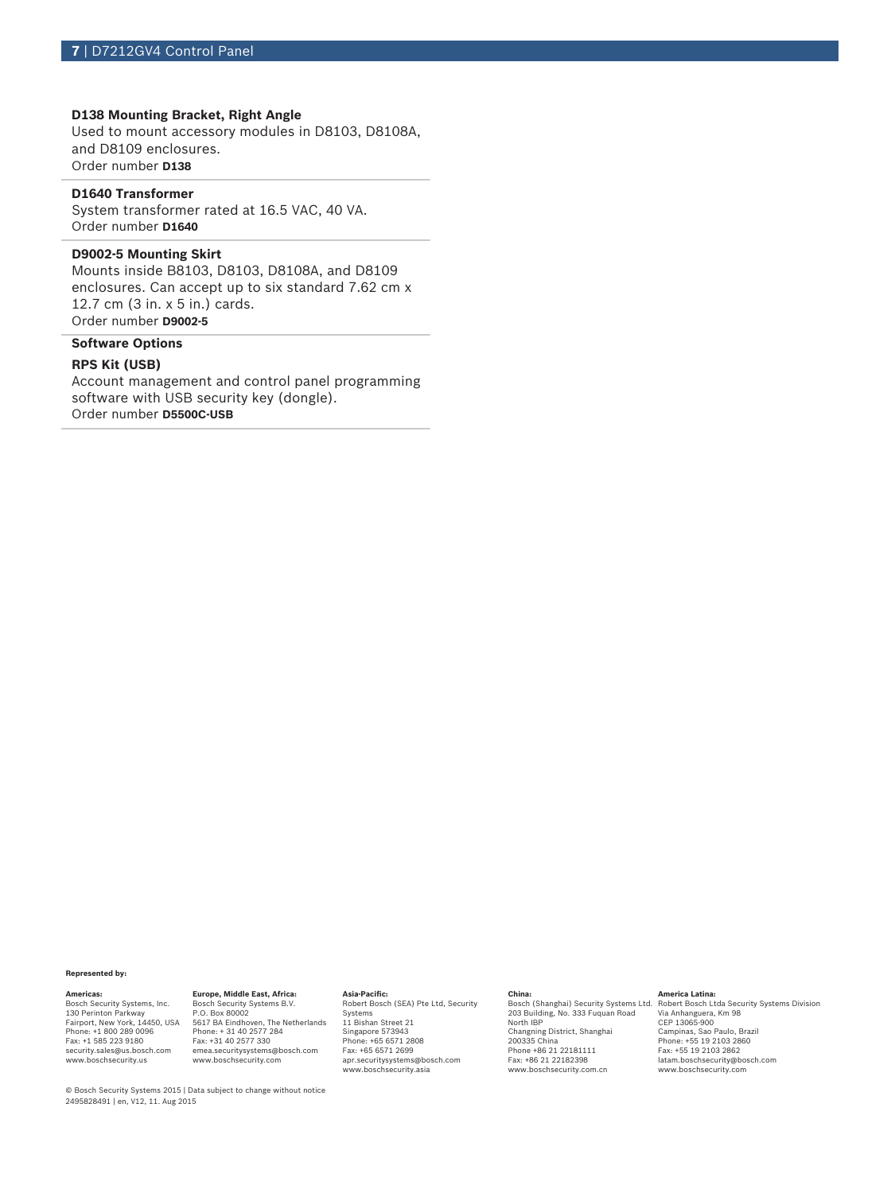### D138 Mounting Bracket, Right Angle

Used to mount accessory modules in D8103, D8108A, and D8109 enclosures.
Order number **D138**

### D1640 Transformer

System transformer rated at 16.5 VAC, 40 VA.
Order number **D1640**

### D9002-5 Mounting Skirt

Mounts inside B8103, D8103, D8108A, and D8109 enclosures. Can accept up to six standard 7.62 cm x 12.7 cm (3 in. x 5 in.) cards.
Order number **D9002-5**

## Software Options

### RPS Kit (USB)

Account management and control panel programming software with USB security key (dongle).
Order number **D5500C-USB**

**Represented by:**

**Americas:**
Bosch Security Systems, Inc.
130 Perinton Parkway
Fairport, New York, 14450, USA
Phone: +1 800 289 0096
Fax: +1 585 223 9180
security.sales@us.bosch.com
www.boschsecurity.us

**Europe, Middle East, Africa:**
Bosch Security Systems B.V.
P.O. Box 80002
5617 BA Eindhoven, The Netherlands
Phone: + 31 40 2577 284
Fax: +31 40 2577 330
emea.securitysystems@bosch.com
www.boschsecurity.com

**Asia-Pacific:**
Robert Bosch (SEA) Pte Ltd, Security Systems
11 Bishan Street 21
Singapore 573943
Phone: +65 6571 2808
Fax: +65 6571 2699
apr.securitysystems@bosch.com
www.boschsecurity.asia

**China:**
Bosch (Shanghai) Security Systems Ltd.
203 Building, No. 333 Fuquan Road
North IBP
Changning District, Shanghai
200335 China
Phone +86 21 22181111
Fax: +86 21 22182398
www.boschsecurity.com.cn

**America Latina:**
Robert Bosch Ltda Security Systems Division
Via Anhanguera, Km 98
CEP 13065-900
Campinas, Sao Paulo, Brazil
Phone: +55 19 2103 2860
Fax: +55 19 2103 2862
latam.boschsecurity@bosch.com
www.boschsecurity.com

© Bosch Security Systems 2015 | Data subject to change without notice
2495828491 | en, V12, 11. Aug 2015